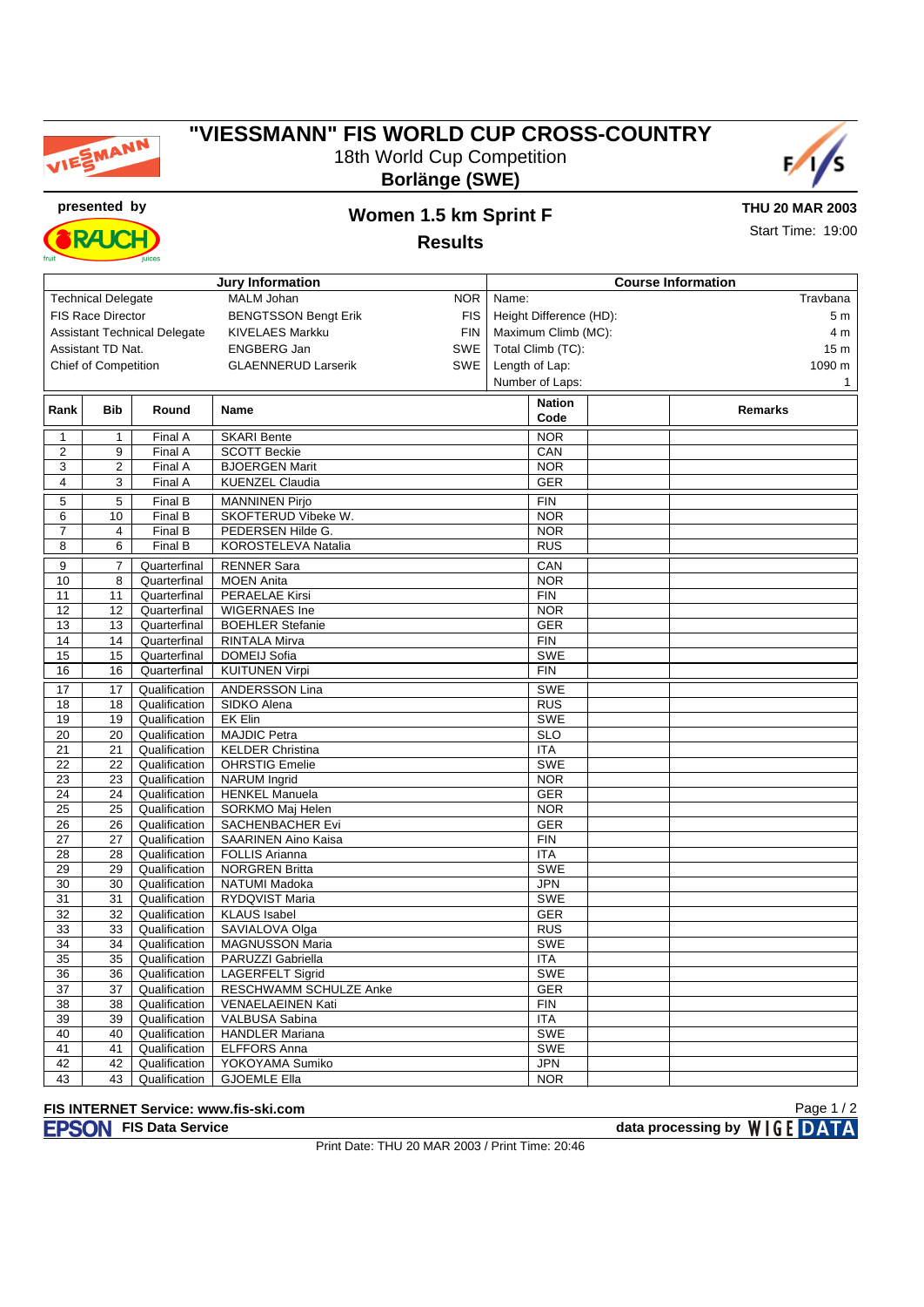# "VIESSMANN" FIS WORLD CUP CROSS-COUNTRY

18th World Cup Competition

**Borlänge (SWE)**

**presented by**

## Women 1.5 km Sprint F

## Results

**THU 20 MAR 2003**

Start Time: 19:00

| Jury Information | | |
|---|---|---|
| Technical Delegate | MALM Johan | NOR |
| FIS Race Director | BENGTSSON Bengt Erik | FIS |
| Assistant Technical Delegate | KIVELAES Markku | FIN |
| Assistant TD Nat. | ENGBERG Jan | SWE |
| Chief of Competition | GLAENNERUD Larserik | SWE |

| Course Information | |
|---|---|
| Name: | Travbana |
| Height Difference (HD): | 5 m |
| Maximum Climb (MC): | 4 m |
| Total Climb (TC): | 15 m |
| Length of Lap: | 1090 m |
| Number of Laps: | 1 |

| Rank | Bib | Round | Name | Nation Code | | Remarks |
|---|---|---|---|---|---|---|
| 1 | 1 | Final A | SKARI Bente | NOR | | |
| 2 | 9 | Final A | SCOTT Beckie | CAN | | |
| 3 | 2 | Final A | BJOERGEN Marit | NOR | | |
| 4 | 3 | Final A | KUENZEL Claudia | GER | | |
| 5 | 5 | Final B | MANNINEN Pirjo | FIN | | |
| 6 | 10 | Final B | SKOFTERUD Vibeke W. | NOR | | |
| 7 | 4 | Final B | PEDERSEN Hilde G. | NOR | | |
| 8 | 6 | Final B | KOROSTELEVA Natalia | RUS | | |
| 9 | 7 | Quarterfinal | RENNER Sara | CAN | | |
| 10 | 8 | Quarterfinal | MOEN Anita | NOR | | |
| 11 | 11 | Quarterfinal | PERAELAE Kirsi | FIN | | |
| 12 | 12 | Quarterfinal | WIGERNAES Ine | NOR | | |
| 13 | 13 | Quarterfinal | BOEHLER Stefanie | GER | | |
| 14 | 14 | Quarterfinal | RINTALA Mirva | FIN | | |
| 15 | 15 | Quarterfinal | DOMEIJ Sofia | SWE | | |
| 16 | 16 | Quarterfinal | KUITUNEN Virpi | FIN | | |
| 17 | 17 | Qualification | ANDERSSON Lina | SWE | | |
| 18 | 18 | Qualification | SIDKO Alena | RUS | | |
| 19 | 19 | Qualification | EK Elin | SWE | | |
| 20 | 20 | Qualification | MAJDIC Petra | SLO | | |
| 21 | 21 | Qualification | KELDER Christina | ITA | | |
| 22 | 22 | Qualification | OHRSTIG Emelie | SWE | | |
| 23 | 23 | Qualification | NARUM Ingrid | NOR | | |
| 24 | 24 | Qualification | HENKEL Manuela | GER | | |
| 25 | 25 | Qualification | SORKMO Maj Helen | NOR | | |
| 26 | 26 | Qualification | SACHENBACHER Evi | GER | | |
| 27 | 27 | Qualification | SAARINEN Aino Kaisa | FIN | | |
| 28 | 28 | Qualification | FOLLIS Arianna | ITA | | |
| 29 | 29 | Qualification | NORGREN Britta | SWE | | |
| 30 | 30 | Qualification | NATUMI Madoka | JPN | | |
| 31 | 31 | Qualification | RYDQVIST Maria | SWE | | |
| 32 | 32 | Qualification | KLAUS Isabel | GER | | |
| 33 | 33 | Qualification | SAVIALOVA Olga | RUS | | |
| 34 | 34 | Qualification | MAGNUSSON Maria | SWE | | |
| 35 | 35 | Qualification | PARUZZI Gabriella | ITA | | |
| 36 | 36 | Qualification | LAGERFELT Sigrid | SWE | | |
| 37 | 37 | Qualification | RESCHWAMM SCHULZE Anke | GER | | |
| 38 | 38 | Qualification | VENAELAEINEN Kati | FIN | | |
| 39 | 39 | Qualification | VALBUSA Sabina | ITA | | |
| 40 | 40 | Qualification | HANDLER Mariana | SWE | | |
| 41 | 41 | Qualification | ELFFORS Anna | SWE | | |
| 42 | 42 | Qualification | YOKOYAMA Sumiko | JPN | | |
| 43 | 43 | Qualification | GJOEMLE Ella | NOR | | |

**FIS INTERNET Service: www.fis-ski.com**

**FIS Data Service** — **data processing by WIGE DATA**

Print Date: THU 20 MAR 2003 / Print Time: 20:46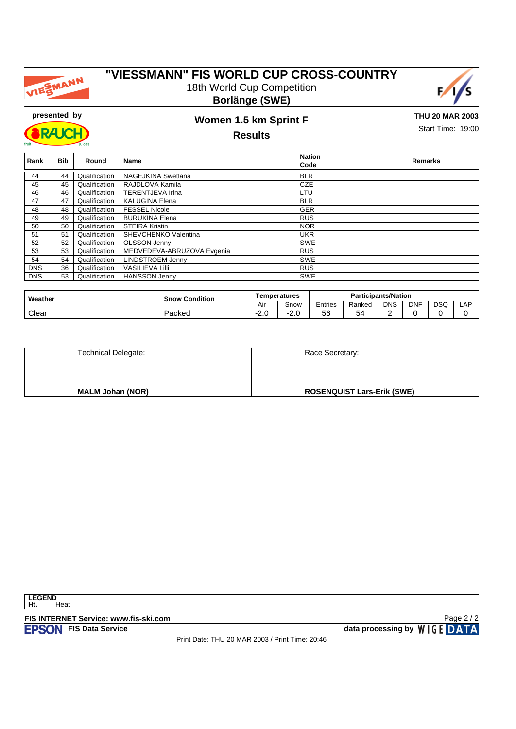# "VIESSMANN" FIS WORLD CUP CROSS-COUNTRY

18th World Cup Competition

**Borlänge (SWE)**

presented by

## Women 1.5 km Sprint F

## Results

**THU 20 MAR 2003**

Start Time: 19:00

| Rank | Bib | Round | Name | Nation Code | | Remarks |
|---|---|---|---|---|---|---|
| 44 | 44 | Qualification | NAGEJKINA Swetlana | BLR | | |
| 45 | 45 | Qualification | RAJDLOVA Kamila | CZE | | |
| 46 | 46 | Qualification | TERENTJEVA Irina | LTU | | |
| 47 | 47 | Qualification | KALUGINA Elena | BLR | | |
| 48 | 48 | Qualification | FESSEL Nicole | GER | | |
| 49 | 49 | Qualification | BURUKINA Elena | RUS | | |
| 50 | 50 | Qualification | STEIRA Kristin | NOR | | |
| 51 | 51 | Qualification | SHEVCHENKO Valentina | UKR | | |
| 52 | 52 | Qualification | OLSSON Jenny | SWE | | |
| 53 | 53 | Qualification | MEDVEDEVA-ABRUZOVA Evgenia | RUS | | |
| 54 | 54 | Qualification | LINDSTROEM Jenny | SWE | | |
| DNS | 36 | Qualification | VASILIEVA Lilli | RUS | | |
| DNS | 53 | Qualification | HANSSON Jenny | SWE | | |

| Weather | Snow Condition | Temperatures | | Participants/Nation | | | | | |
|---|---|---|---|---|---|---|---|---|---|
| | | Air | Snow | Entries | Ranked | DNS | DNF | DSQ | LAP |
| Clear | Packed | -2.0 | -2.0 | 56 | 54 | 2 | 0 | 0 | 0 |

| Technical Delegate: | Race Secretary: |
|---|---|
| **MALM Johan (NOR)** | **ROSENQUIST Lars-Erik (SWE)** |

**LEGEND**
**Ht.** Heat

**FIS INTERNET Service: www.fis-ski.com**

**EPSON FIS Data Service** — **data processing by WIGE DATA**

Print Date: THU 20 MAR 2003 / Print Time: 20:46